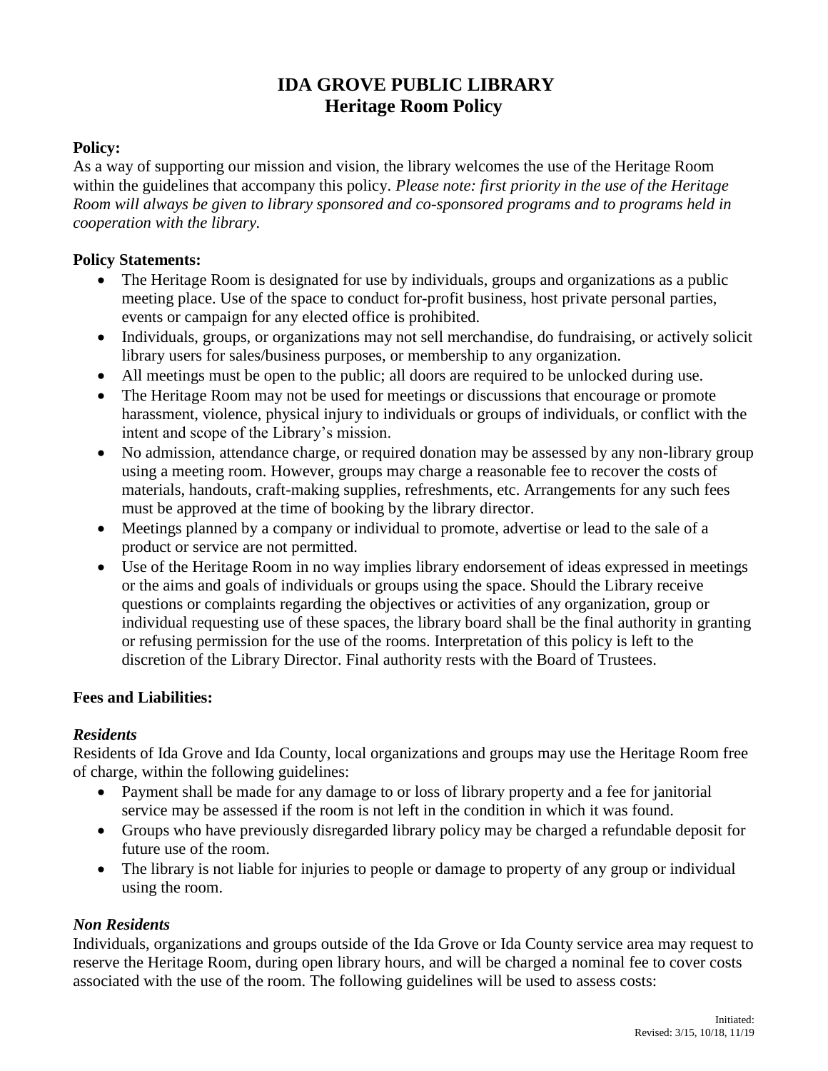# IDA GROVE PUBLIC LIBRARY
## Heritage Room Policy

**Policy:**

As a way of supporting our mission and vision, the library welcomes the use of the Heritage Room within the guidelines that accompany this policy. *Please note: first priority in the use of the Heritage Room will always be given to library sponsored and co-sponsored programs and to programs held in cooperation with the library.*

**Policy Statements:**

- The Heritage Room is designated for use by individuals, groups and organizations as a public meeting place. Use of the space to conduct for-profit business, host private personal parties, events or campaign for any elected office is prohibited.
- Individuals, groups, or organizations may not sell merchandise, do fundraising, or actively solicit library users for sales/business purposes, or membership to any organization.
- All meetings must be open to the public; all doors are required to be unlocked during use.
- The Heritage Room may not be used for meetings or discussions that encourage or promote harassment, violence, physical injury to individuals or groups of individuals, or conflict with the intent and scope of the Library's mission.
- No admission, attendance charge, or required donation may be assessed by any non-library group using a meeting room. However, groups may charge a reasonable fee to recover the costs of materials, handouts, craft-making supplies, refreshments, etc. Arrangements for any such fees must be approved at the time of booking by the library director.
- Meetings planned by a company or individual to promote, advertise or lead to the sale of a product or service are not permitted.
- Use of the Heritage Room in no way implies library endorsement of ideas expressed in meetings or the aims and goals of individuals or groups using the space. Should the Library receive questions or complaints regarding the objectives or activities of any organization, group or individual requesting use of these spaces, the library board shall be the final authority in granting or refusing permission for the use of the rooms. Interpretation of this policy is left to the discretion of the Library Director. Final authority rests with the Board of Trustees.

**Fees and Liabilities:**

***Residents***

Residents of Ida Grove and Ida County, local organizations and groups may use the Heritage Room free of charge, within the following guidelines:

- Payment shall be made for any damage to or loss of library property and a fee for janitorial service may be assessed if the room is not left in the condition in which it was found.
- Groups who have previously disregarded library policy may be charged a refundable deposit for future use of the room.
- The library is not liable for injuries to people or damage to property of any group or individual using the room.

***Non Residents***

Individuals, organizations and groups outside of the Ida Grove or Ida County service area may request to reserve the Heritage Room, during open library hours, and will be charged a nominal fee to cover costs associated with the use of the room. The following guidelines will be used to assess costs:

Initiated:
Revised: 3/15, 10/18, 11/19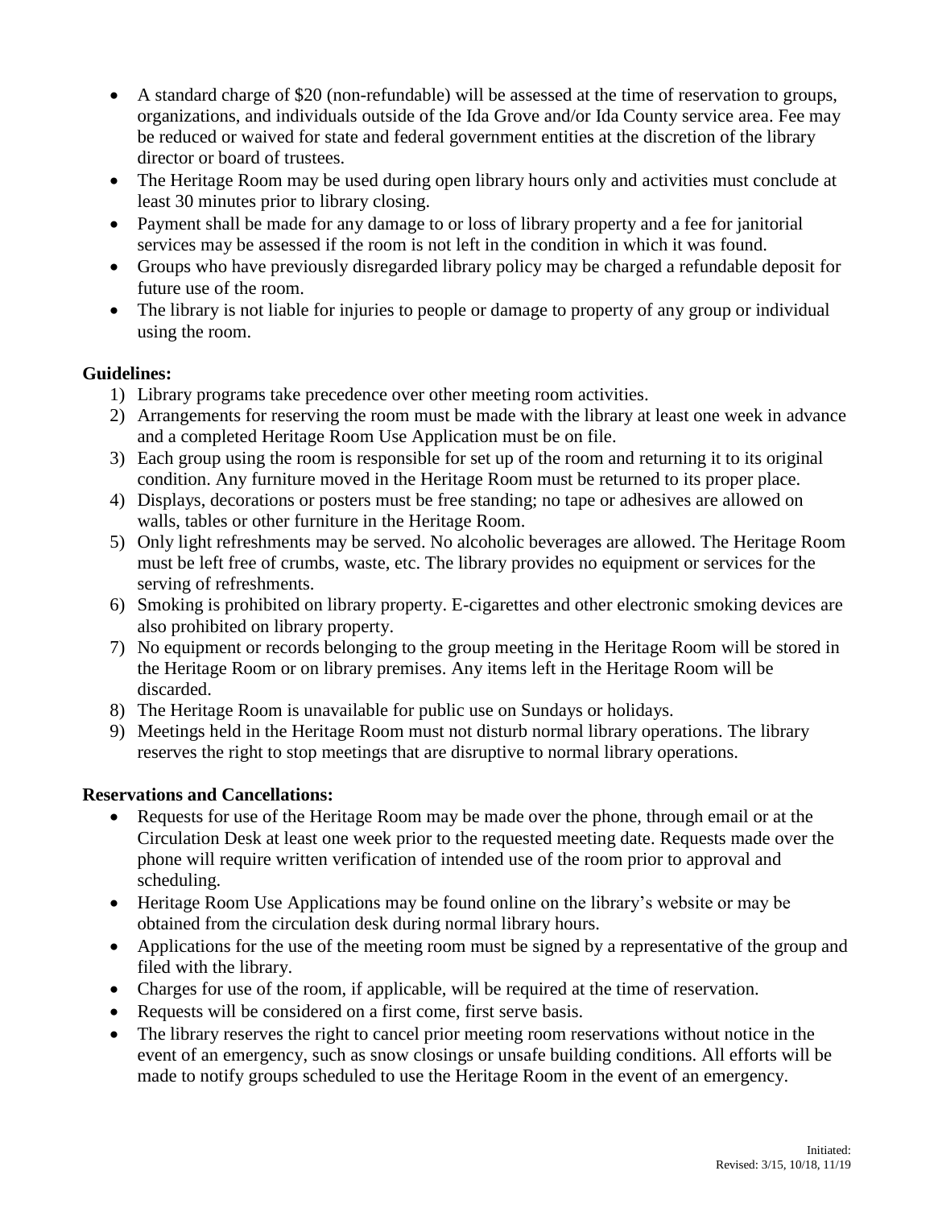- A standard charge of $20 (non-refundable) will be assessed at the time of reservation to groups, organizations, and individuals outside of the Ida Grove and/or Ida County service area. Fee may be reduced or waived for state and federal government entities at the discretion of the library director or board of trustees.
- The Heritage Room may be used during open library hours only and activities must conclude at least 30 minutes prior to library closing.
- Payment shall be made for any damage to or loss of library property and a fee for janitorial services may be assessed if the room is not left in the condition in which it was found.
- Groups who have previously disregarded library policy may be charged a refundable deposit for future use of the room.
- The library is not liable for injuries to people or damage to property of any group or individual using the room.

**Guidelines:**

1) Library programs take precedence over other meeting room activities.
2) Arrangements for reserving the room must be made with the library at least one week in advance and a completed Heritage Room Use Application must be on file.
3) Each group using the room is responsible for set up of the room and returning it to its original condition. Any furniture moved in the Heritage Room must be returned to its proper place.
4) Displays, decorations or posters must be free standing; no tape or adhesives are allowed on walls, tables or other furniture in the Heritage Room.
5) Only light refreshments may be served. No alcoholic beverages are allowed. The Heritage Room must be left free of crumbs, waste, etc. The library provides no equipment or services for the serving of refreshments.
6) Smoking is prohibited on library property. E-cigarettes and other electronic smoking devices are also prohibited on library property.
7) No equipment or records belonging to the group meeting in the Heritage Room will be stored in the Heritage Room or on library premises. Any items left in the Heritage Room will be discarded.
8) The Heritage Room is unavailable for public use on Sundays or holidays.
9) Meetings held in the Heritage Room must not disturb normal library operations. The library reserves the right to stop meetings that are disruptive to normal library operations.

**Reservations and Cancellations:**

- Requests for use of the Heritage Room may be made over the phone, through email or at the Circulation Desk at least one week prior to the requested meeting date. Requests made over the phone will require written verification of intended use of the room prior to approval and scheduling.
- Heritage Room Use Applications may be found online on the library's website or may be obtained from the circulation desk during normal library hours.
- Applications for the use of the meeting room must be signed by a representative of the group and filed with the library.
- Charges for use of the room, if applicable, will be required at the time of reservation.
- Requests will be considered on a first come, first serve basis.
- The library reserves the right to cancel prior meeting room reservations without notice in the event of an emergency, such as snow closings or unsafe building conditions. All efforts will be made to notify groups scheduled to use the Heritage Room in the event of an emergency.

Initiated:
Revised: 3/15, 10/18, 11/19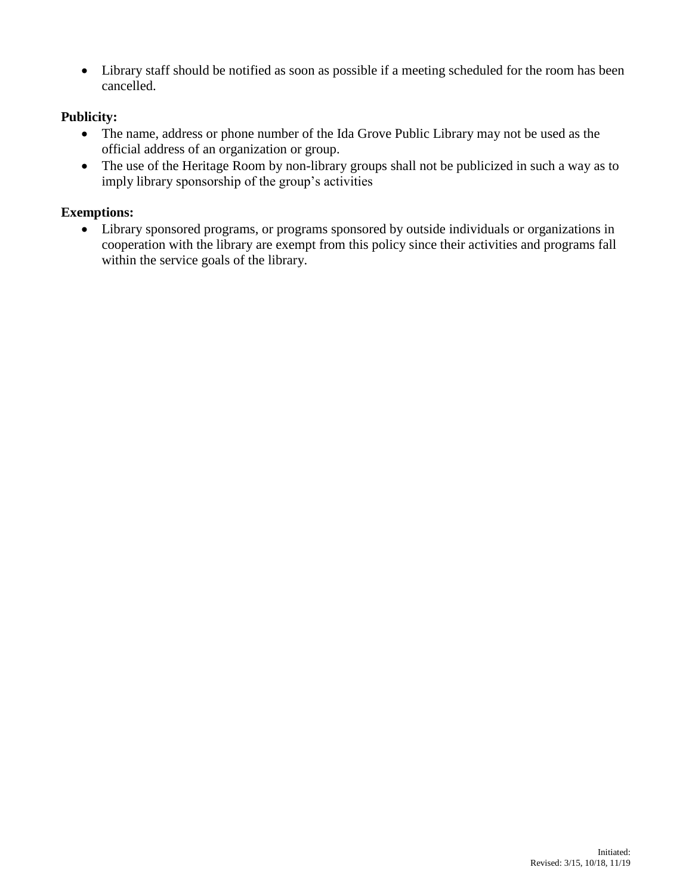- Library staff should be notified as soon as possible if a meeting scheduled for the room has been cancelled.

**Publicity:**

- The name, address or phone number of the Ida Grove Public Library may not be used as the official address of an organization or group.
- The use of the Heritage Room by non-library groups shall not be publicized in such a way as to imply library sponsorship of the group's activities

**Exemptions:**

- Library sponsored programs, or programs sponsored by outside individuals or organizations in cooperation with the library are exempt from this policy since their activities and programs fall within the service goals of the library.

Initiated:
Revised: 3/15, 10/18, 11/19